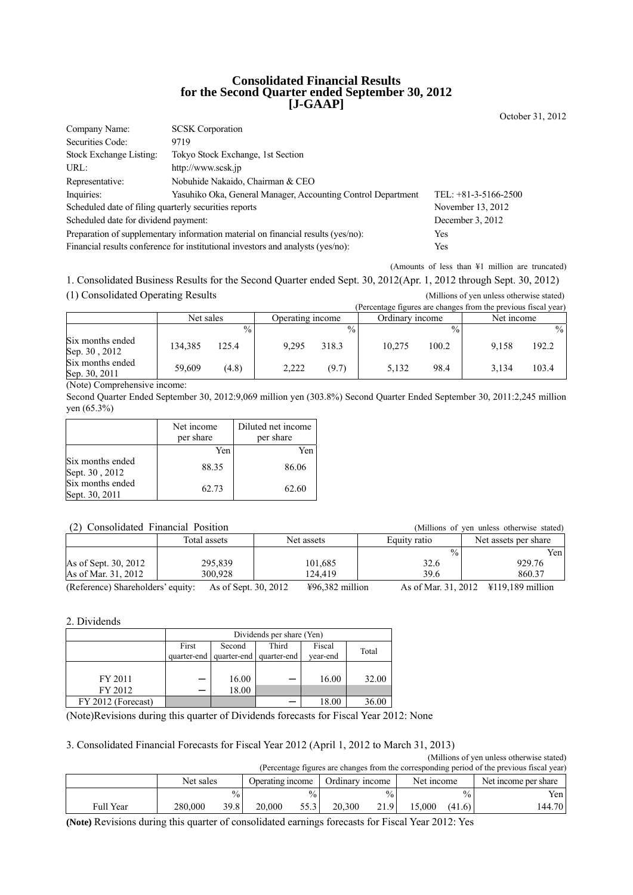# Consolidated Financial Results for the Second Quarter ended September 30, 2012 [J-GAAP]

October 31, 2012

| | | |
|---|---|---|
| Company Name: | SCSK Corporation | |
| Securities Code: | 9719 | |
| Stock Exchange Listing: | Tokyo Stock Exchange, 1st Section | |
| URL: | http://www.scsk.jp | |
| Representative: | Nobuhide Nakaido, Chairman & CEO | |
| Inquiries: | Yasuhiko Oka, General Manager, Accounting Control Department | TEL: +81-3-5166-2500 |
| Scheduled date of filing quarterly securities reports | | November 13, 2012 |
| Scheduled date for dividend payment: | | December 3, 2012 |
| Preparation of supplementary information material on financial results (yes/no): | | Yes |
| Financial results conference for institutional investors and analysts (yes/no): | | Yes |

(Amounts of less than ¥1 million are truncated)

1. Consolidated Business Results for the Second Quarter ended Sept. 30, 2012(Apr. 1, 2012 through Sept. 30, 2012)

(1) Consolidated Operating Results

(Millions of yen unless otherwise stated)

(Percentage figures are changes from the previous fiscal year)

| | Net sales | | Operating income | | Ordinary income | | Net income | |
|---|---|---|---|---|---|---|---|---|
| | | % | | % | | % | | % |
| Six months ended Sep. 30 , 2012 | 134,385 | 125.4 | 9,295 | 318.3 | 10,275 | 100.2 | 9,158 | 192.2 |
| Six months ended Sep. 30, 2011 | 59,609 | (4.8) | 2,222 | (9.7) | 5,132 | 98.4 | 3,134 | 103.4 |

(Note) Comprehensive income:

Second Quarter Ended September 30, 2012:9,069 million yen (303.8%) Second Quarter Ended September 30, 2011:2,245 million yen (65.3%)

| | Net income per share | Diluted net income per share |
|---|---|---|
| | Yen | Yen |
| Six months ended Sept. 30 , 2012 | 88.35 | 86.06 |
| Six months ended Sept. 30, 2011 | 62.73 | 62.60 |

(2) Consolidated Financial Position

(Millions of yen unless otherwise stated)

| | Total assets | Net assets | Equity ratio | Net assets per share |
|---|---|---|---|---|
| | | | % | Yen |
| As of Sept. 30, 2012 | 295,839 | 101,685 | 32.6 | 929.76 |
| As of Mar. 31, 2012 | 300,928 | 124,419 | 39.6 | 860.37 |

(Reference) Shareholders' equity: As of Sept. 30, 2012 ¥96,382 million As of Mar. 31, 2012 ¥119,189 million

2. Dividends

| | Dividends per share (Yen) | | | | |
|---|---|---|---|---|---|
| | First quarter-end | Second quarter-end | Third quarter-end | Fiscal year-end | Total |
| FY 2011 | — | 16.00 | — | 16.00 | 32.00 |
| FY 2012 | — | 18.00 | | | |
| FY 2012 (Forecast) | | | — | 18.00 | 36.00 |

(Note)Revisions during this quarter of Dividends forecasts for Fiscal Year 2012: None

3. Consolidated Financial Forecasts for Fiscal Year 2012 (April 1, 2012 to March 31, 2013)

(Millions of yen unless otherwise stated)

(Percentage figures are changes from the corresponding period of the previous fiscal year)

| | Net sales | | Operating income | | Ordinary income | | Net income | | Net income per share |
|---|---|---|---|---|---|---|---|---|---|
| | | % | | % | | % | | % | Yen |
| Full Year | 280,000 | 39.8 | 20,000 | 55.3 | 20,300 | 21.9 | 15,000 | (41.6) | 144.70 |

**(Note)** Revisions during this quarter of consolidated earnings forecasts for Fiscal Year 2012: Yes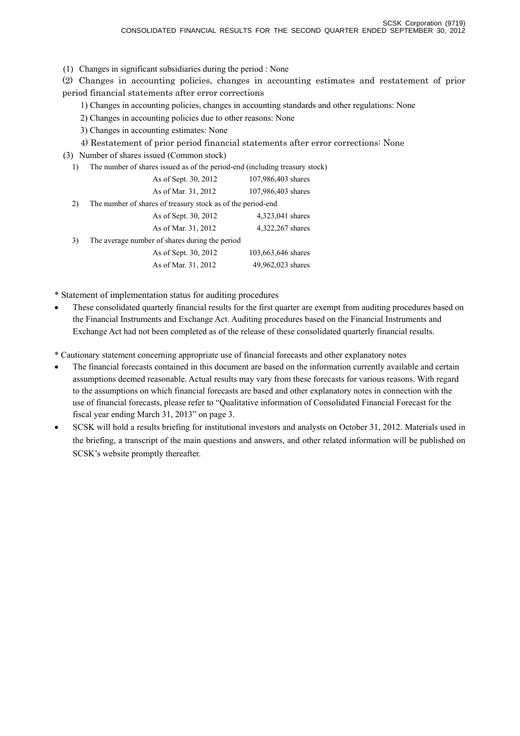(1) Changes in significant subsidiaries during the period : None

(2) Changes in accounting policies, changes in accounting estimates and restatement of prior period financial statements after error corrections

1) Changes in accounting policies, changes in accounting standards and other regulations: None

2) Changes in accounting policies due to other reasons: None

3) Changes in accounting estimates: None

4) Restatement of prior period financial statements after error corrections: None

(3) Number of shares issued (Common stock)

1) The number of shares issued as of the period-end (including treasury stock)

| | |
|---|---|
| As of Sept. 30, 2012 | 107,986,403 shares |
| As of Mar. 31, 2012 | 107,986,403 shares |

2) The number of shares of treasury stock as of the period-end

| | |
|---|---|
| As of Sept. 30, 2012 | 4,323,041 shares |
| As of Mar. 31, 2012 | 4,322,267 shares |

3) The average number of shares during the period

| | |
|---|---|
| As of Sept. 30, 2012 | 103,663,646 shares |
| As of Mar. 31, 2012 | 49,962,023 shares |

\* Statement of implementation status for auditing procedures

- These consolidated quarterly financial results for the first quarter are exempt from auditing procedures based on the Financial Instruments and Exchange Act. Auditing procedures based on the Financial Instruments and Exchange Act had not been completed as of the release of these consolidated quarterly financial results.

\* Cautionary statement concerning appropriate use of financial forecasts and other explanatory notes

- The financial forecasts contained in this document are based on the information currently available and certain assumptions deemed reasonable. Actual results may vary from these forecasts for various reasons. With regard to the assumptions on which financial forecasts are based and other explanatory notes in connection with the use of financial forecasts, please refer to "Qualitative information of Consolidated Financial Forecast for the fiscal year ending March 31, 2013" on page 3.
- SCSK will hold a results briefing for institutional investors and analysts on October 31, 2012. Materials used in the briefing, a transcript of the main questions and answers, and other related information will be published on SCSK's website promptly thereafter.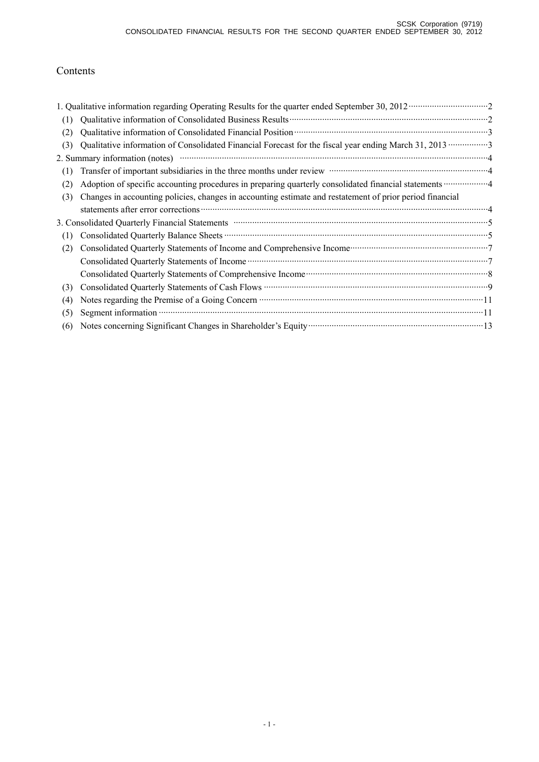# Contents

1. Qualitative information regarding Operating Results for the quarter ended September 30, 2012 ··· 2
   - (1) Qualitative information of Consolidated Business Results ··· 2
   - (2) Qualitative information of Consolidated Financial Position ··· 3
   - (3) Qualitative information of Consolidated Financial Forecast for the fiscal year ending March 31, 2013 ··· 3
2. Summary information (notes) ··· 4
   - (1) Transfer of important subsidiaries in the three months under review ··· 4
   - (2) Adoption of specific accounting procedures in preparing quarterly consolidated financial statements ··· 4
   - (3) Changes in accounting policies, changes in accounting estimate and restatement of prior period financial statements after error corrections ··· 4
3. Consolidated Quarterly Financial Statements ··· 5
   - (1) Consolidated Quarterly Balance Sheets ··· 5
   - (2) Consolidated Quarterly Statements of Income and Comprehensive Income ··· 7
     - Consolidated Quarterly Statements of Income ··· 7
     - Consolidated Quarterly Statements of Comprehensive Income ··· 8
   - (3) Consolidated Quarterly Statements of Cash Flows ··· 9
   - (4) Notes regarding the Premise of a Going Concern ··· 11
   - (5) Segment information ··· 11
   - (6) Notes concerning Significant Changes in Shareholder's Equity ··· 13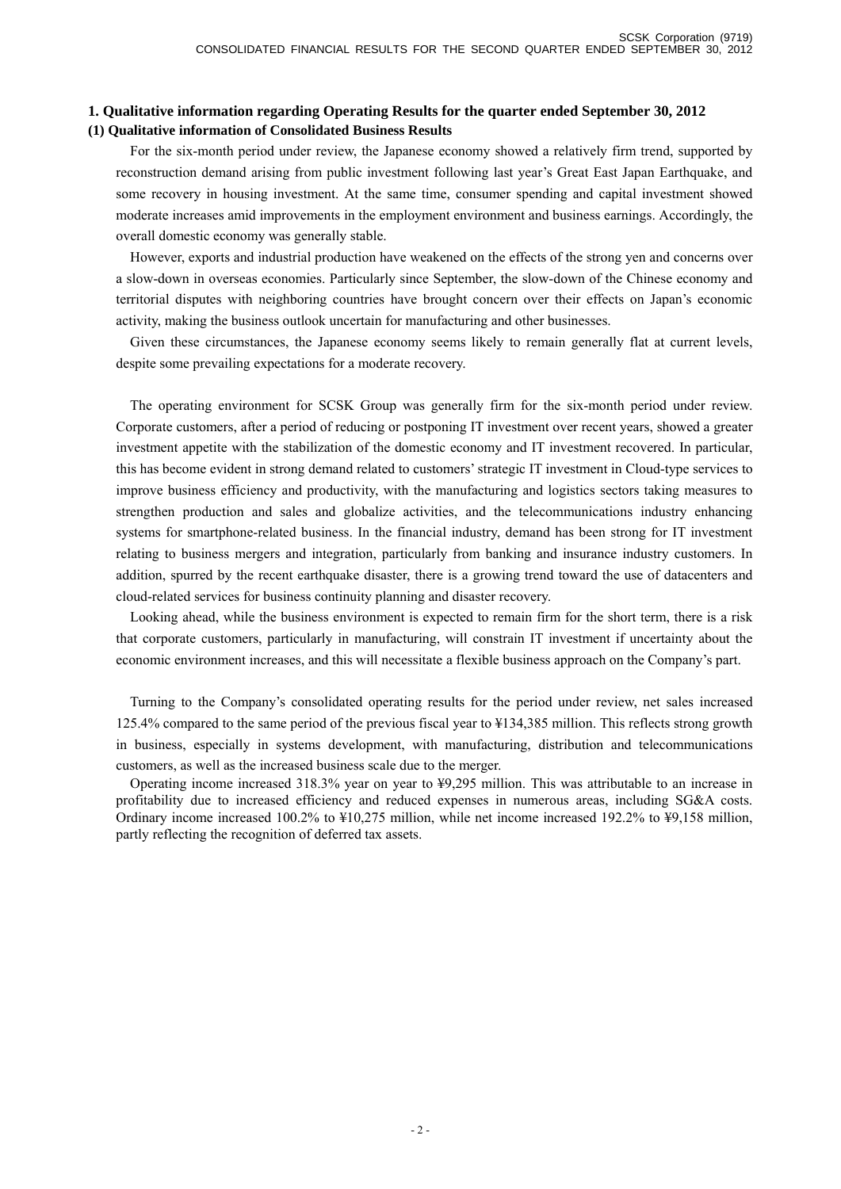## 1. Qualitative information regarding Operating Results for the quarter ended September 30, 2012

### (1) Qualitative information of Consolidated Business Results

For the six-month period under review, the Japanese economy showed a relatively firm trend, supported by reconstruction demand arising from public investment following last year's Great East Japan Earthquake, and some recovery in housing investment. At the same time, consumer spending and capital investment showed moderate increases amid improvements in the employment environment and business earnings. Accordingly, the overall domestic economy was generally stable.

However, exports and industrial production have weakened on the effects of the strong yen and concerns over a slow-down in overseas economies. Particularly since September, the slow-down of the Chinese economy and territorial disputes with neighboring countries have brought concern over their effects on Japan's economic activity, making the business outlook uncertain for manufacturing and other businesses.

Given these circumstances, the Japanese economy seems likely to remain generally flat at current levels, despite some prevailing expectations for a moderate recovery.

The operating environment for SCSK Group was generally firm for the six-month period under review. Corporate customers, after a period of reducing or postponing IT investment over recent years, showed a greater investment appetite with the stabilization of the domestic economy and IT investment recovered. In particular, this has become evident in strong demand related to customers' strategic IT investment in Cloud-type services to improve business efficiency and productivity, with the manufacturing and logistics sectors taking measures to strengthen production and sales and globalize activities, and the telecommunications industry enhancing systems for smartphone-related business. In the financial industry, demand has been strong for IT investment relating to business mergers and integration, particularly from banking and insurance industry customers. In addition, spurred by the recent earthquake disaster, there is a growing trend toward the use of datacenters and cloud-related services for business continuity planning and disaster recovery.

Looking ahead, while the business environment is expected to remain firm for the short term, there is a risk that corporate customers, particularly in manufacturing, will constrain IT investment if uncertainty about the economic environment increases, and this will necessitate a flexible business approach on the Company's part.

Turning to the Company's consolidated operating results for the period under review, net sales increased 125.4% compared to the same period of the previous fiscal year to ¥134,385 million. This reflects strong growth in business, especially in systems development, with manufacturing, distribution and telecommunications customers, as well as the increased business scale due to the merger.

Operating income increased 318.3% year on year to ¥9,295 million. This was attributable to an increase in profitability due to increased efficiency and reduced expenses in numerous areas, including SG&A costs. Ordinary income increased 100.2% to ¥10,275 million, while net income increased 192.2% to ¥9,158 million, partly reflecting the recognition of deferred tax assets.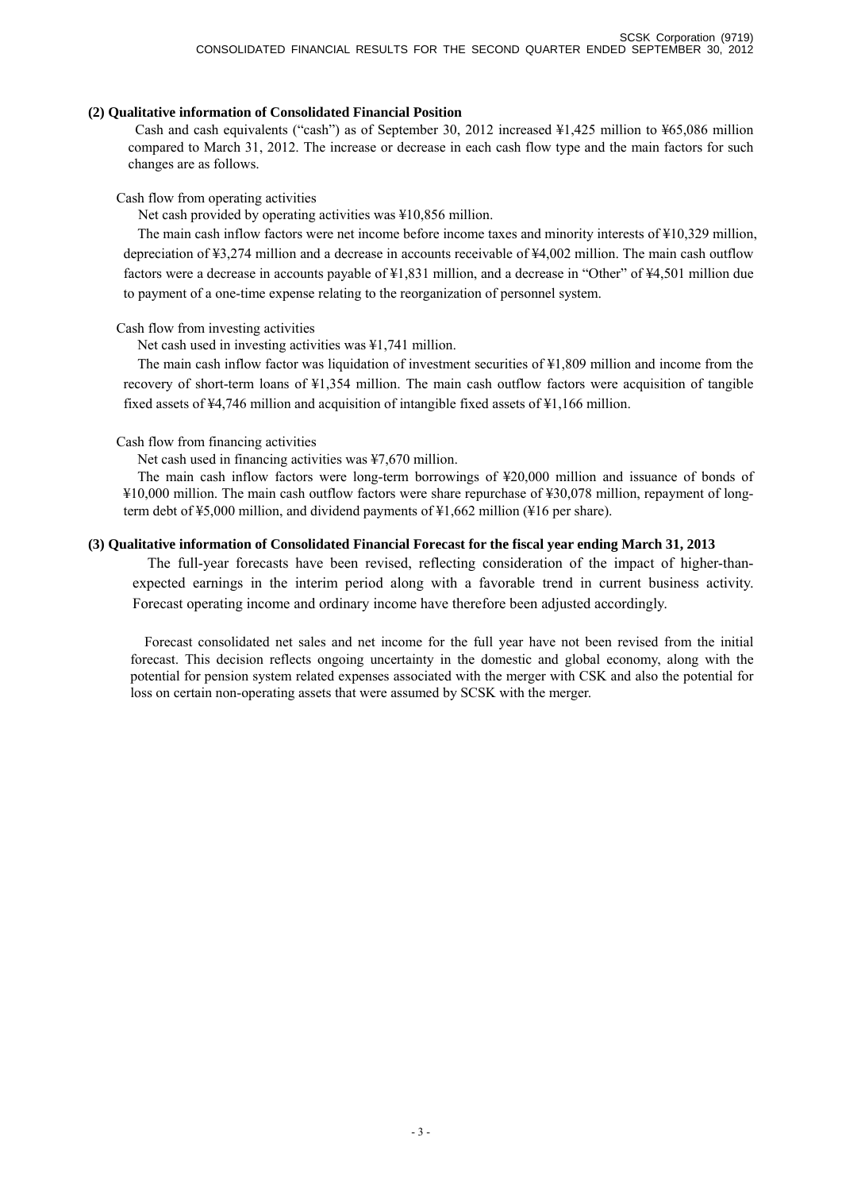**(2) Qualitative information of Consolidated Financial Position**

Cash and cash equivalents ("cash") as of September 30, 2012 increased ¥1,425 million to ¥65,086 million compared to March 31, 2012. The increase or decrease in each cash flow type and the main factors for such changes are as follows.

Cash flow from operating activities

Net cash provided by operating activities was ¥10,856 million.

The main cash inflow factors were net income before income taxes and minority interests of ¥10,329 million, depreciation of ¥3,274 million and a decrease in accounts receivable of ¥4,002 million. The main cash outflow factors were a decrease in accounts payable of ¥1,831 million, and a decrease in "Other" of ¥4,501 million due to payment of a one-time expense relating to the reorganization of personnel system.

Cash flow from investing activities

Net cash used in investing activities was ¥1,741 million.

The main cash inflow factor was liquidation of investment securities of ¥1,809 million and income from the recovery of short-term loans of ¥1,354 million. The main cash outflow factors were acquisition of tangible fixed assets of ¥4,746 million and acquisition of intangible fixed assets of ¥1,166 million.

Cash flow from financing activities

Net cash used in financing activities was ¥7,670 million.

The main cash inflow factors were long-term borrowings of ¥20,000 million and issuance of bonds of ¥10,000 million. The main cash outflow factors were share repurchase of ¥30,078 million, repayment of long-term debt of ¥5,000 million, and dividend payments of ¥1,662 million (¥16 per share).

**(3) Qualitative information of Consolidated Financial Forecast for the fiscal year ending March 31, 2013**

The full-year forecasts have been revised, reflecting consideration of the impact of higher-than-expected earnings in the interim period along with a favorable trend in current business activity. Forecast operating income and ordinary income have therefore been adjusted accordingly.

Forecast consolidated net sales and net income for the full year have not been revised from the initial forecast. This decision reflects ongoing uncertainty in the domestic and global economy, along with the potential for pension system related expenses associated with the merger with CSK and also the potential for loss on certain non-operating assets that were assumed by SCSK with the merger.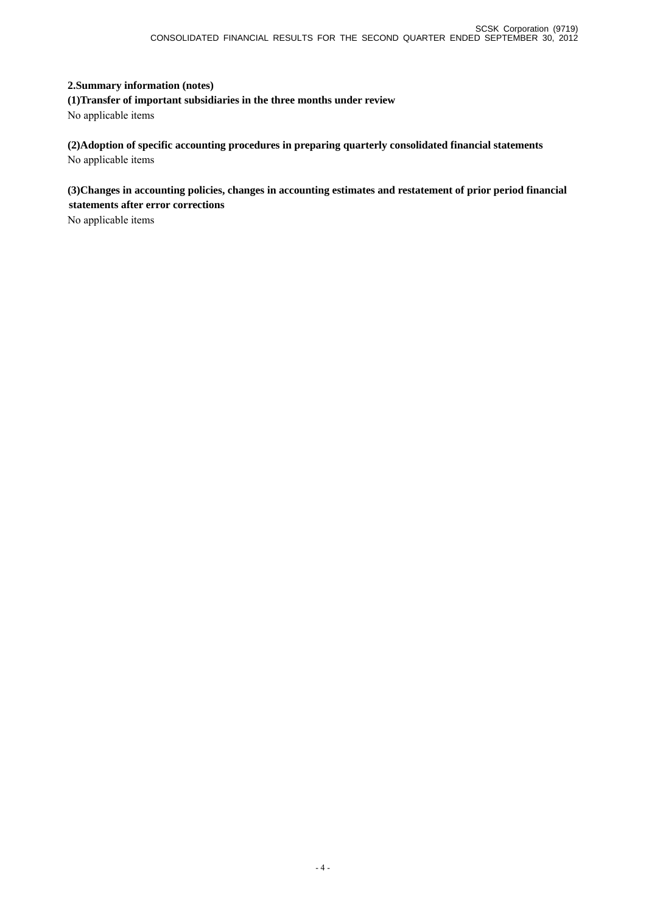## 2.Summary information (notes)

### (1)Transfer of important subsidiaries in the three months under review

No applicable items

### (2)Adoption of specific accounting procedures in preparing quarterly consolidated financial statements

No applicable items

### (3)Changes in accounting policies, changes in accounting estimates and restatement of prior period financial statements after error corrections

No applicable items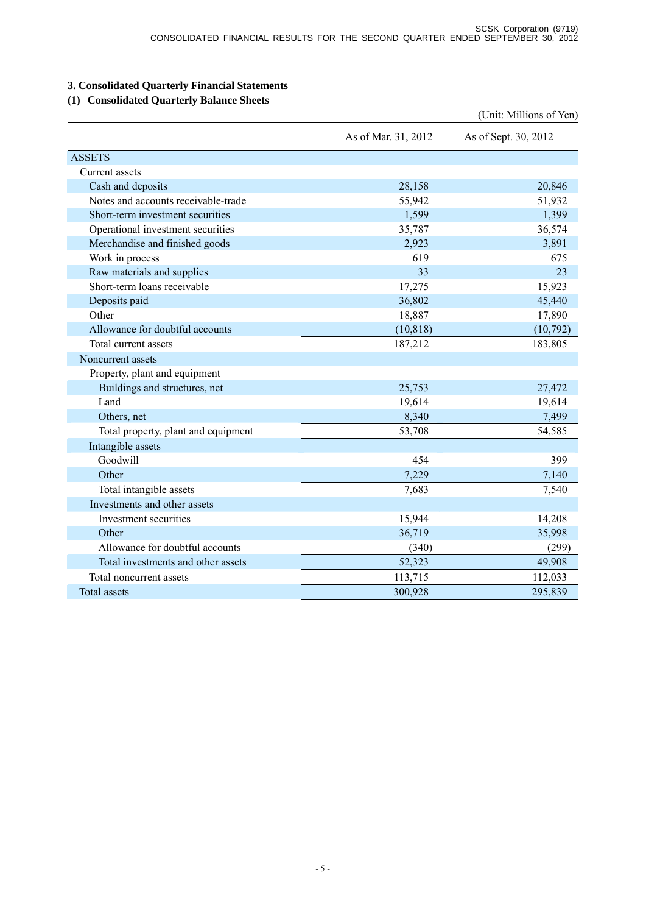## 3. Consolidated Quarterly Financial Statements

### (1) Consolidated Quarterly Balance Sheets

(Unit: Millions of Yen)

| | As of Mar. 31, 2012 | As of Sept. 30, 2012 |
|---|---|---|
| ASSETS | | |
| Current assets | | |
| Cash and deposits | 28,158 | 20,846 |
| Notes and accounts receivable-trade | 55,942 | 51,932 |
| Short-term investment securities | 1,599 | 1,399 |
| Operational investment securities | 35,787 | 36,574 |
| Merchandise and finished goods | 2,923 | 3,891 |
| Work in process | 619 | 675 |
| Raw materials and supplies | 33 | 23 |
| Short-term loans receivable | 17,275 | 15,923 |
| Deposits paid | 36,802 | 45,440 |
| Other | 18,887 | 17,890 |
| Allowance for doubtful accounts | (10,818) | (10,792) |
| Total current assets | 187,212 | 183,805 |
| Noncurrent assets | | |
| Property, plant and equipment | | |
| Buildings and structures, net | 25,753 | 27,472 |
| Land | 19,614 | 19,614 |
| Others, net | 8,340 | 7,499 |
| Total property, plant and equipment | 53,708 | 54,585 |
| Intangible assets | | |
| Goodwill | 454 | 399 |
| Other | 7,229 | 7,140 |
| Total intangible assets | 7,683 | 7,540 |
| Investments and other assets | | |
| Investment securities | 15,944 | 14,208 |
| Other | 36,719 | 35,998 |
| Allowance for doubtful accounts | (340) | (299) |
| Total investments and other assets | 52,323 | 49,908 |
| Total noncurrent assets | 113,715 | 112,033 |
| Total assets | 300,928 | 295,839 |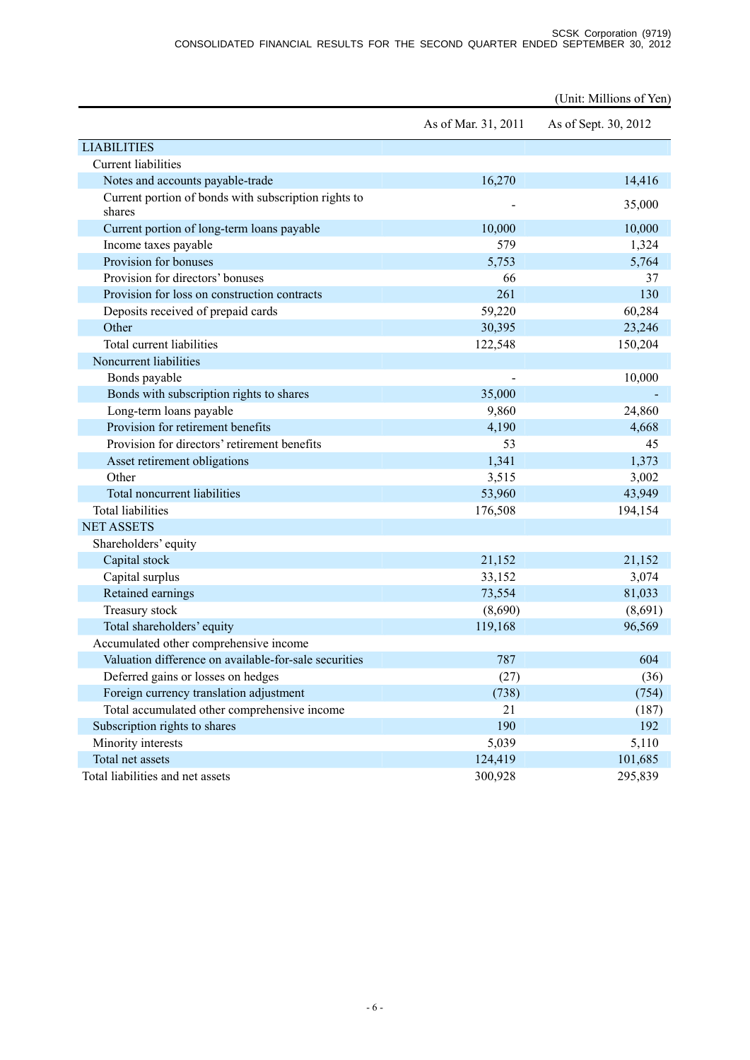(Unit: Millions of Yen)

| | As of Mar. 31, 2011 | As of Sept. 30, 2012 |
|---|---|---|
| LIABILITIES | | |
| Current liabilities | | |
| Notes and accounts payable-trade | 16,270 | 14,416 |
| Current portion of bonds with subscription rights to shares | - | 35,000 |
| Current portion of long-term loans payable | 10,000 | 10,000 |
| Income taxes payable | 579 | 1,324 |
| Provision for bonuses | 5,753 | 5,764 |
| Provision for directors' bonuses | 66 | 37 |
| Provision for loss on construction contracts | 261 | 130 |
| Deposits received of prepaid cards | 59,220 | 60,284 |
| Other | 30,395 | 23,246 |
| Total current liabilities | 122,548 | 150,204 |
| Noncurrent liabilities | | |
| Bonds payable | - | 10,000 |
| Bonds with subscription rights to shares | 35,000 | - |
| Long-term loans payable | 9,860 | 24,860 |
| Provision for retirement benefits | 4,190 | 4,668 |
| Provision for directors' retirement benefits | 53 | 45 |
| Asset retirement obligations | 1,341 | 1,373 |
| Other | 3,515 | 3,002 |
| Total noncurrent liabilities | 53,960 | 43,949 |
| Total liabilities | 176,508 | 194,154 |
| NET ASSETS | | |
| Shareholders' equity | | |
| Capital stock | 21,152 | 21,152 |
| Capital surplus | 33,152 | 3,074 |
| Retained earnings | 73,554 | 81,033 |
| Treasury stock | (8,690) | (8,691) |
| Total shareholders' equity | 119,168 | 96,569 |
| Accumulated other comprehensive income | | |
| Valuation difference on available-for-sale securities | 787 | 604 |
| Deferred gains or losses on hedges | (27) | (36) |
| Foreign currency translation adjustment | (738) | (754) |
| Total accumulated other comprehensive income | 21 | (187) |
| Subscription rights to shares | 190 | 192 |
| Minority interests | 5,039 | 5,110 |
| Total net assets | 124,419 | 101,685 |
| Total liabilities and net assets | 300,928 | 295,839 |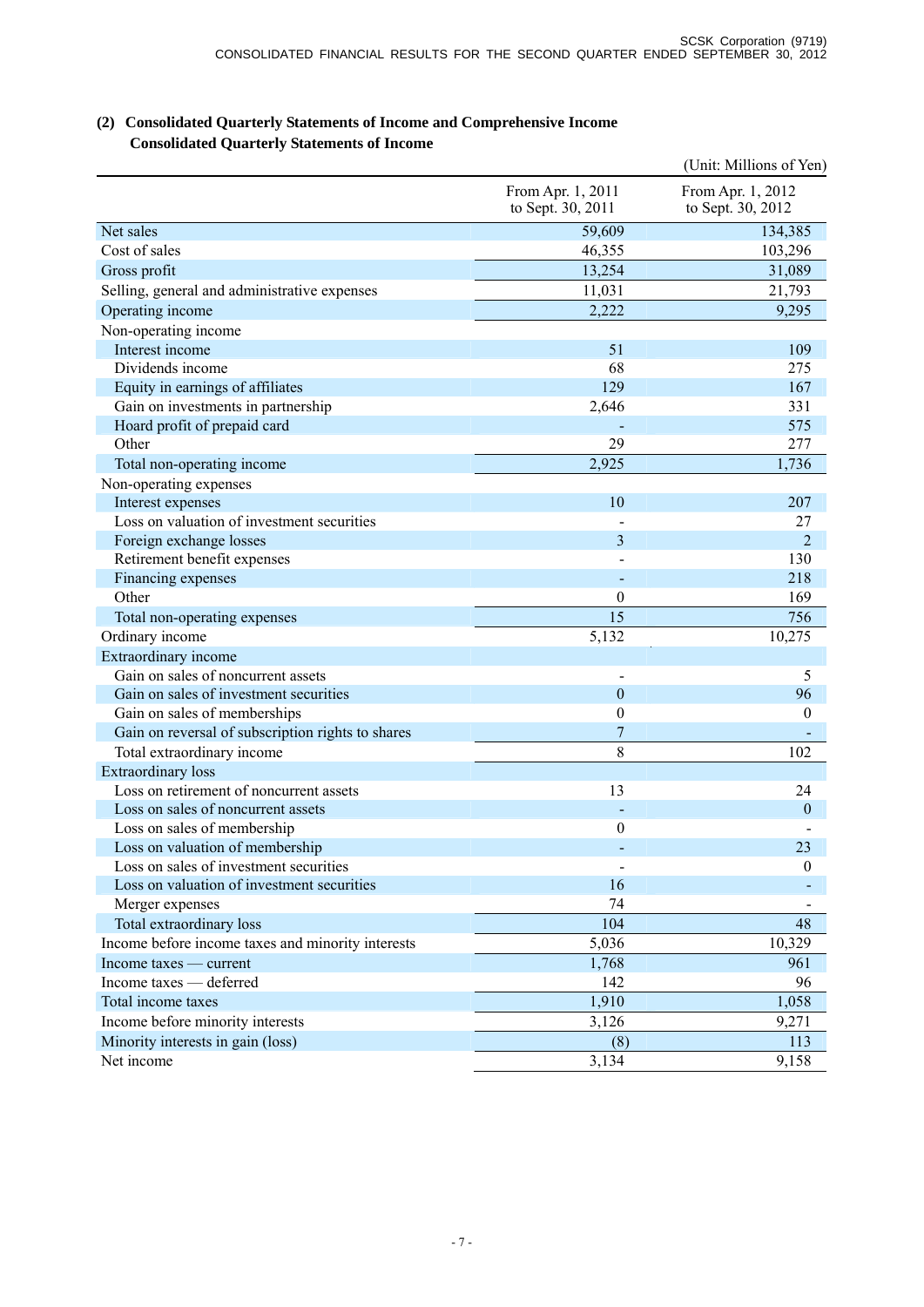### (2) Consolidated Quarterly Statements of Income and Comprehensive Income

#### Consolidated Quarterly Statements of Income

(Unit: Millions of Yen)

| | From Apr. 1, 2011 to Sept. 30, 2011 | From Apr. 1, 2012 to Sept. 30, 2012 |
|---|---|---|
| Net sales | 59,609 | 134,385 |
| Cost of sales | 46,355 | 103,296 |
| Gross profit | 13,254 | 31,089 |
| Selling, general and administrative expenses | 11,031 | 21,793 |
| Operating income | 2,222 | 9,295 |
| Non-operating income | | |
| Interest income | 51 | 109 |
| Dividends income | 68 | 275 |
| Equity in earnings of affiliates | 129 | 167 |
| Gain on investments in partnership | 2,646 | 331 |
| Hoard profit of prepaid card | - | 575 |
| Other | 29 | 277 |
| Total non-operating income | 2,925 | 1,736 |
| Non-operating expenses | | |
| Interest expenses | 10 | 207 |
| Loss on valuation of investment securities | - | 27 |
| Foreign exchange losses | 3 | 2 |
| Retirement benefit expenses | - | 130 |
| Financing expenses | - | 218 |
| Other | 0 | 169 |
| Total non-operating expenses | 15 | 756 |
| Ordinary income | 5,132 | 10,275 |
| Extraordinary income | | |
| Gain on sales of noncurrent assets | - | 5 |
| Gain on sales of investment securities | 0 | 96 |
| Gain on sales of memberships | 0 | 0 |
| Gain on reversal of subscription rights to shares | 7 | - |
| Total extraordinary income | 8 | 102 |
| Extraordinary loss | | |
| Loss on retirement of noncurrent assets | 13 | 24 |
| Loss on sales of noncurrent assets | - | 0 |
| Loss on sales of membership | 0 | - |
| Loss on valuation of membership | - | 23 |
| Loss on sales of investment securities | - | 0 |
| Loss on valuation of investment securities | 16 | - |
| Merger expenses | 74 | - |
| Total extraordinary loss | 104 | 48 |
| Income before income taxes and minority interests | 5,036 | 10,329 |
| Income taxes — current | 1,768 | 961 |
| Income taxes — deferred | 142 | 96 |
| Total income taxes | 1,910 | 1,058 |
| Income before minority interests | 3,126 | 9,271 |
| Minority interests in gain (loss) | (8) | 113 |
| Net income | 3,134 | 9,158 |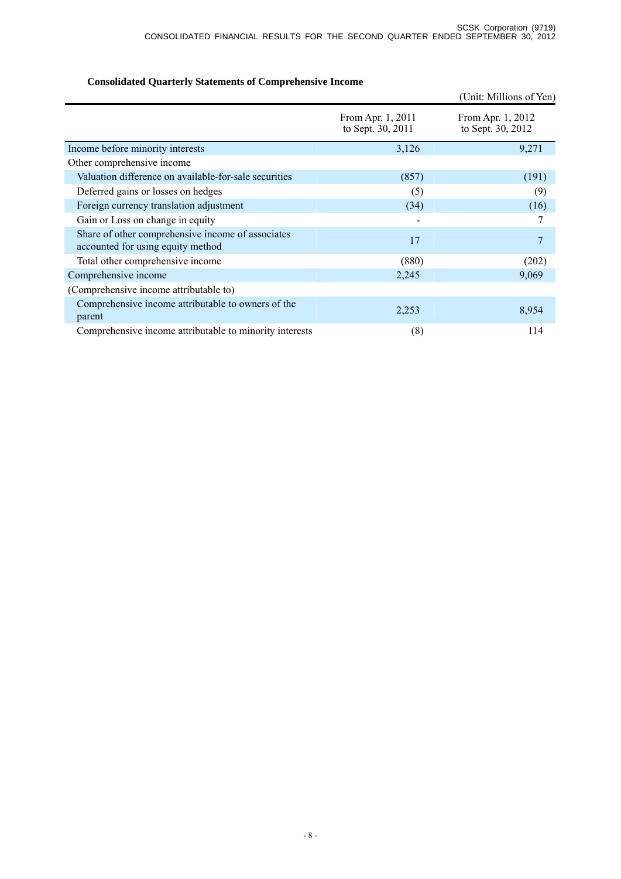## Consolidated Quarterly Statements of Comprehensive Income

(Unit: Millions of Yen)

| | From Apr. 1, 2011 to Sept. 30, 2011 | From Apr. 1, 2012 to Sept. 30, 2012 |
|---|---|---|
| Income before minority interests | 3,126 | 9,271 |
| Other comprehensive income | | |
| Valuation difference on available-for-sale securities | (857) | (191) |
| Deferred gains or losses on hedges | (5) | (9) |
| Foreign currency translation adjustment | (34) | (16) |
| Gain or Loss on change in equity | - | 7 |
| Share of other comprehensive income of associates accounted for using equity method | 17 | 7 |
| Total other comprehensive income | (880) | (202) |
| Comprehensive income | 2,245 | 9,069 |
| (Comprehensive income attributable to) | | |
| Comprehensive income attributable to owners of the parent | 2,253 | 8,954 |
| Comprehensive income attributable to minority interests | (8) | 114 |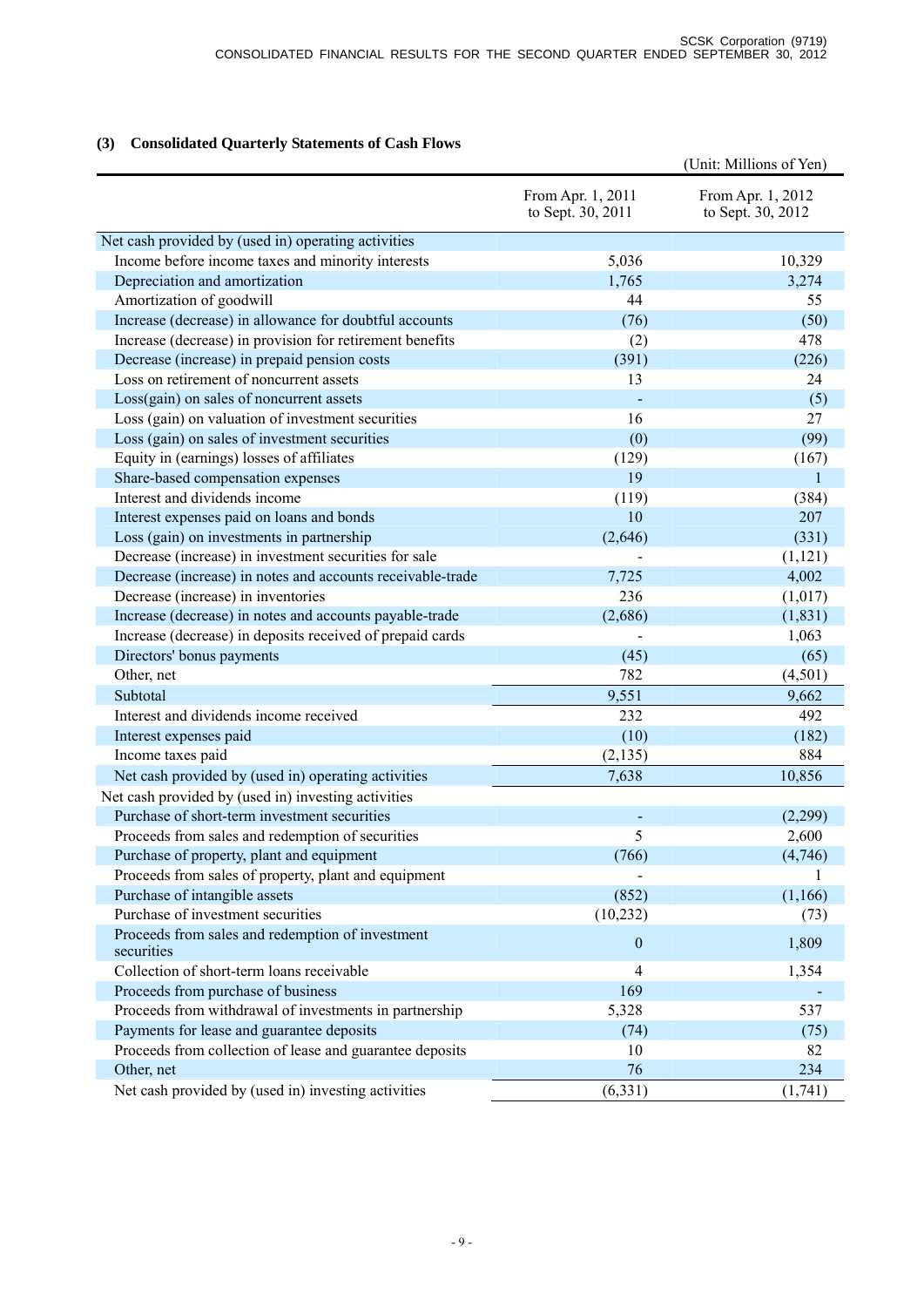### (3) Consolidated Quarterly Statements of Cash Flows

(Unit: Millions of Yen)

| | From Apr. 1, 2011 to Sept. 30, 2011 | From Apr. 1, 2012 to Sept. 30, 2012 |
|---|---|---|
| Net cash provided by (used in) operating activities | | |
| Income before income taxes and minority interests | 5,036 | 10,329 |
| Depreciation and amortization | 1,765 | 3,274 |
| Amortization of goodwill | 44 | 55 |
| Increase (decrease) in allowance for doubtful accounts | (76) | (50) |
| Increase (decrease) in provision for retirement benefits | (2) | 478 |
| Decrease (increase) in prepaid pension costs | (391) | (226) |
| Loss on retirement of noncurrent assets | 13 | 24 |
| Loss(gain) on sales of noncurrent assets | - | (5) |
| Loss (gain) on valuation of investment securities | 16 | 27 |
| Loss (gain) on sales of investment securities | (0) | (99) |
| Equity in (earnings) losses of affiliates | (129) | (167) |
| Share-based compensation expenses | 19 | 1 |
| Interest and dividends income | (119) | (384) |
| Interest expenses paid on loans and bonds | 10 | 207 |
| Loss (gain) on investments in partnership | (2,646) | (331) |
| Decrease (increase) in investment securities for sale | - | (1,121) |
| Decrease (increase) in notes and accounts receivable-trade | 7,725 | 4,002 |
| Decrease (increase) in inventories | 236 | (1,017) |
| Increase (decrease) in notes and accounts payable-trade | (2,686) | (1,831) |
| Increase (decrease) in deposits received of prepaid cards | - | 1,063 |
| Directors' bonus payments | (45) | (65) |
| Other, net | 782 | (4,501) |
| Subtotal | 9,551 | 9,662 |
| Interest and dividends income received | 232 | 492 |
| Interest expenses paid | (10) | (182) |
| Income taxes paid | (2,135) | 884 |
| Net cash provided by (used in) operating activities | 7,638 | 10,856 |
| Net cash provided by (used in) investing activities | | |
| Purchase of short-term investment securities | - | (2,299) |
| Proceeds from sales and redemption of securities | 5 | 2,600 |
| Purchase of property, plant and equipment | (766) | (4,746) |
| Proceeds from sales of property, plant and equipment | - | 1 |
| Purchase of intangible assets | (852) | (1,166) |
| Purchase of investment securities | (10,232) | (73) |
| Proceeds from sales and redemption of investment securities | 0 | 1,809 |
| Collection of short-term loans receivable | 4 | 1,354 |
| Proceeds from purchase of business | 169 | - |
| Proceeds from withdrawal of investments in partnership | 5,328 | 537 |
| Payments for lease and guarantee deposits | (74) | (75) |
| Proceeds from collection of lease and guarantee deposits | 10 | 82 |
| Other, net | 76 | 234 |
| Net cash provided by (used in) investing activities | (6,331) | (1,741) |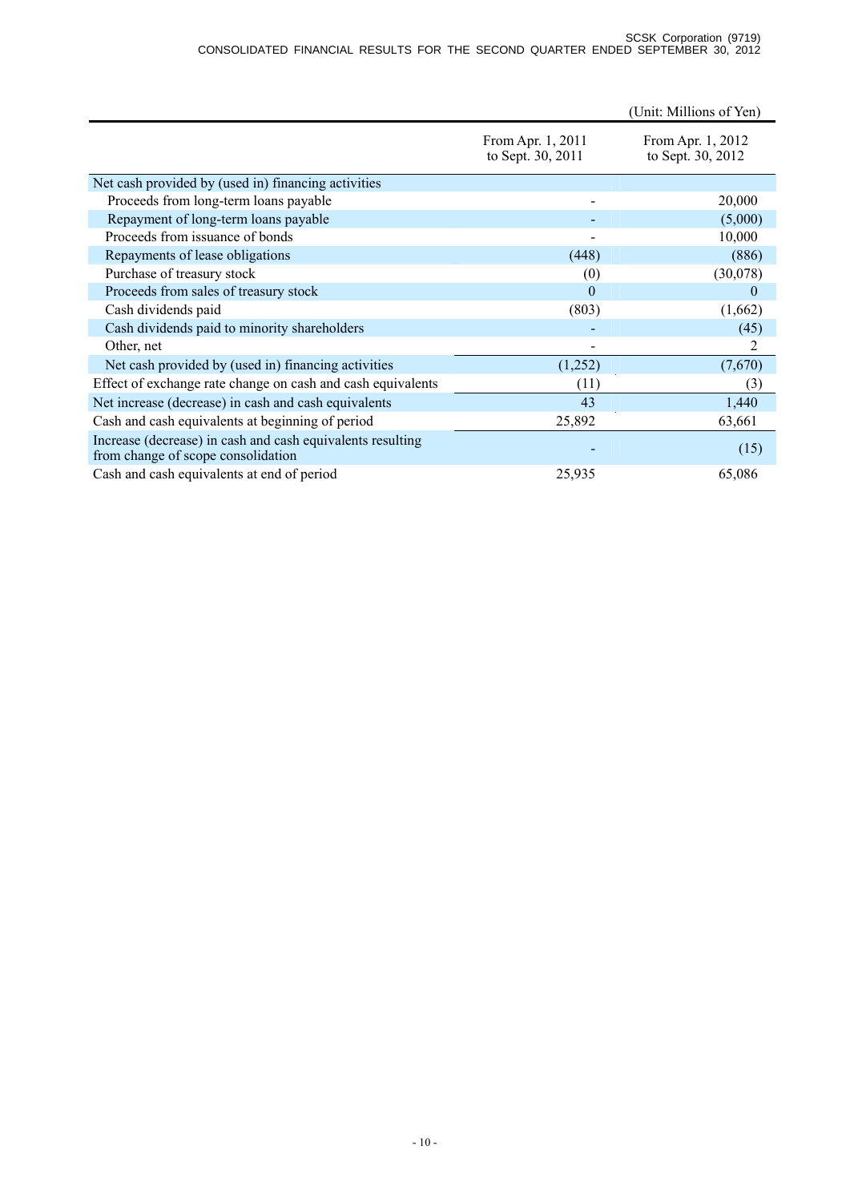(Unit: Millions of Yen)

| | From Apr. 1, 2011 to Sept. 30, 2011 | From Apr. 1, 2012 to Sept. 30, 2012 |
|---|---|---|
| Net cash provided by (used in) financing activities | | |
| Proceeds from long-term loans payable | - | 20,000 |
| Repayment of long-term loans payable | - | (5,000) |
| Proceeds from issuance of bonds | - | 10,000 |
| Repayments of lease obligations | (448) | (886) |
| Purchase of treasury stock | (0) | (30,078) |
| Proceeds from sales of treasury stock | 0 | 0 |
| Cash dividends paid | (803) | (1,662) |
| Cash dividends paid to minority shareholders | - | (45) |
| Other, net | - | 2 |
| Net cash provided by (used in) financing activities | (1,252) | (7,670) |
| Effect of exchange rate change on cash and cash equivalents | (11) | (3) |
| Net increase (decrease) in cash and cash equivalents | 43 | 1,440 |
| Cash and cash equivalents at beginning of period | 25,892 | 63,661 |
| Increase (decrease) in cash and cash equivalents resulting from change of scope consolidation | - | (15) |
| Cash and cash equivalents at end of period | 25,935 | 65,086 |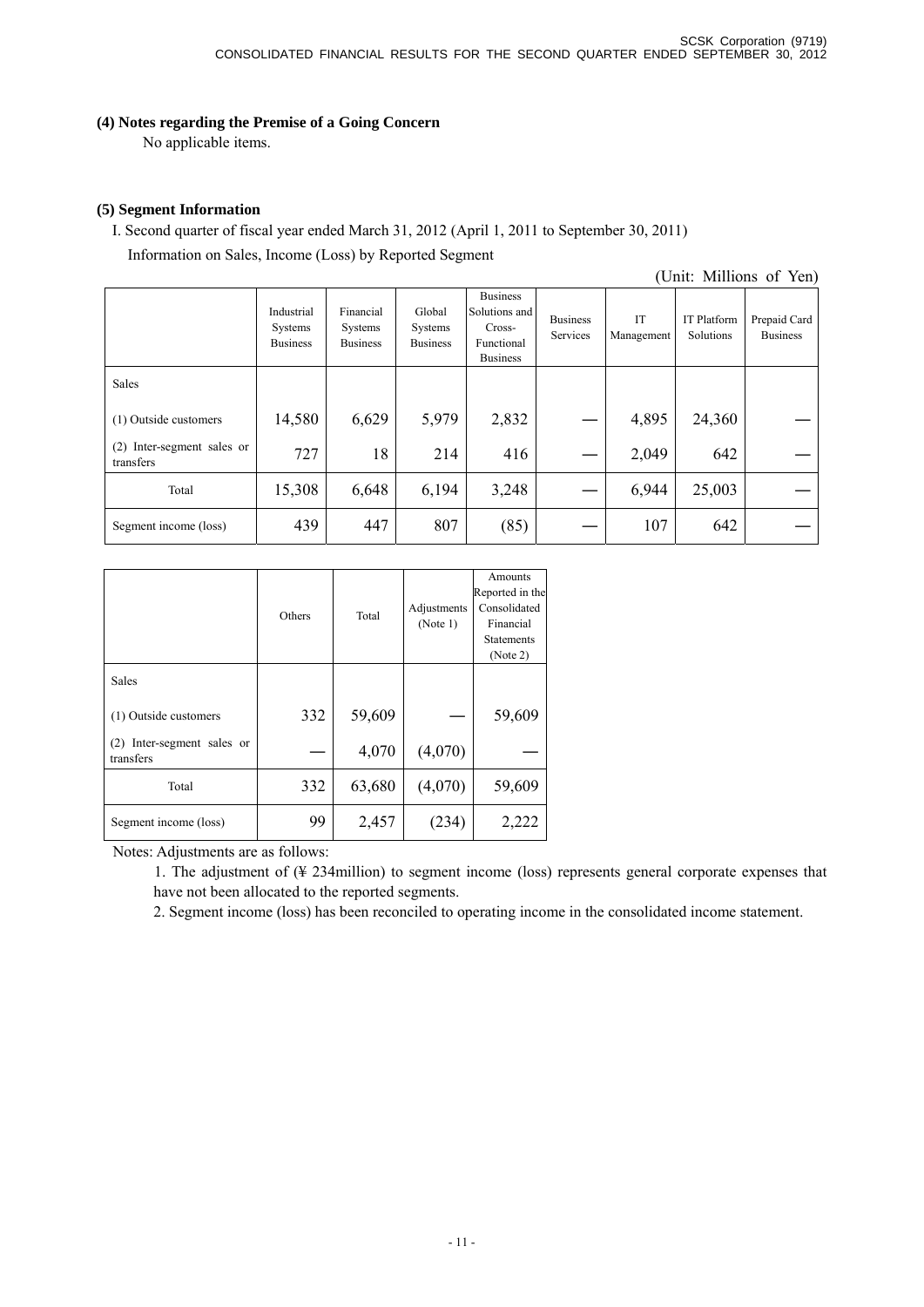### (4) Notes regarding the Premise of a Going Concern

No applicable items.

### (5) Segment Information

I. Second quarter of fiscal year ended March 31, 2012 (April 1, 2011 to September 30, 2011)

Information on Sales, Income (Loss) by Reported Segment

(Unit: Millions of Yen)

| | Industrial Systems Business | Financial Systems Business | Global Systems Business | Business Solutions and Cross-Functional Business | Business Services | IT Management | IT Platform Solutions | Prepaid Card Business |
|---|---|---|---|---|---|---|---|---|
| Sales | | | | | | | | |
| (1) Outside customers | 14,580 | 6,629 | 5,979 | 2,832 | — | 4,895 | 24,360 | — |
| (2) Inter-segment sales or transfers | 727 | 18 | 214 | 416 | — | 2,049 | 642 | — |
| Total | 15,308 | 6,648 | 6,194 | 3,248 | — | 6,944 | 25,003 | — |
| Segment income (loss) | 439 | 447 | 807 | (85) | — | 107 | 642 | — |

| | Others | Total | Adjustments (Note 1) | Amounts Reported in the Consolidated Financial Statements (Note 2) |
|---|---|---|---|---|
| Sales | | | | |
| (1) Outside customers | 332 | 59,609 | — | 59,609 |
| (2) Inter-segment sales or transfers | — | 4,070 | (4,070) | — |
| Total | 332 | 63,680 | (4,070) | 59,609 |
| Segment income (loss) | 99 | 2,457 | (234) | 2,222 |

Notes: Adjustments are as follows:

1. The adjustment of (¥ 234million) to segment income (loss) represents general corporate expenses that have not been allocated to the reported segments.
2. Segment income (loss) has been reconciled to operating income in the consolidated income statement.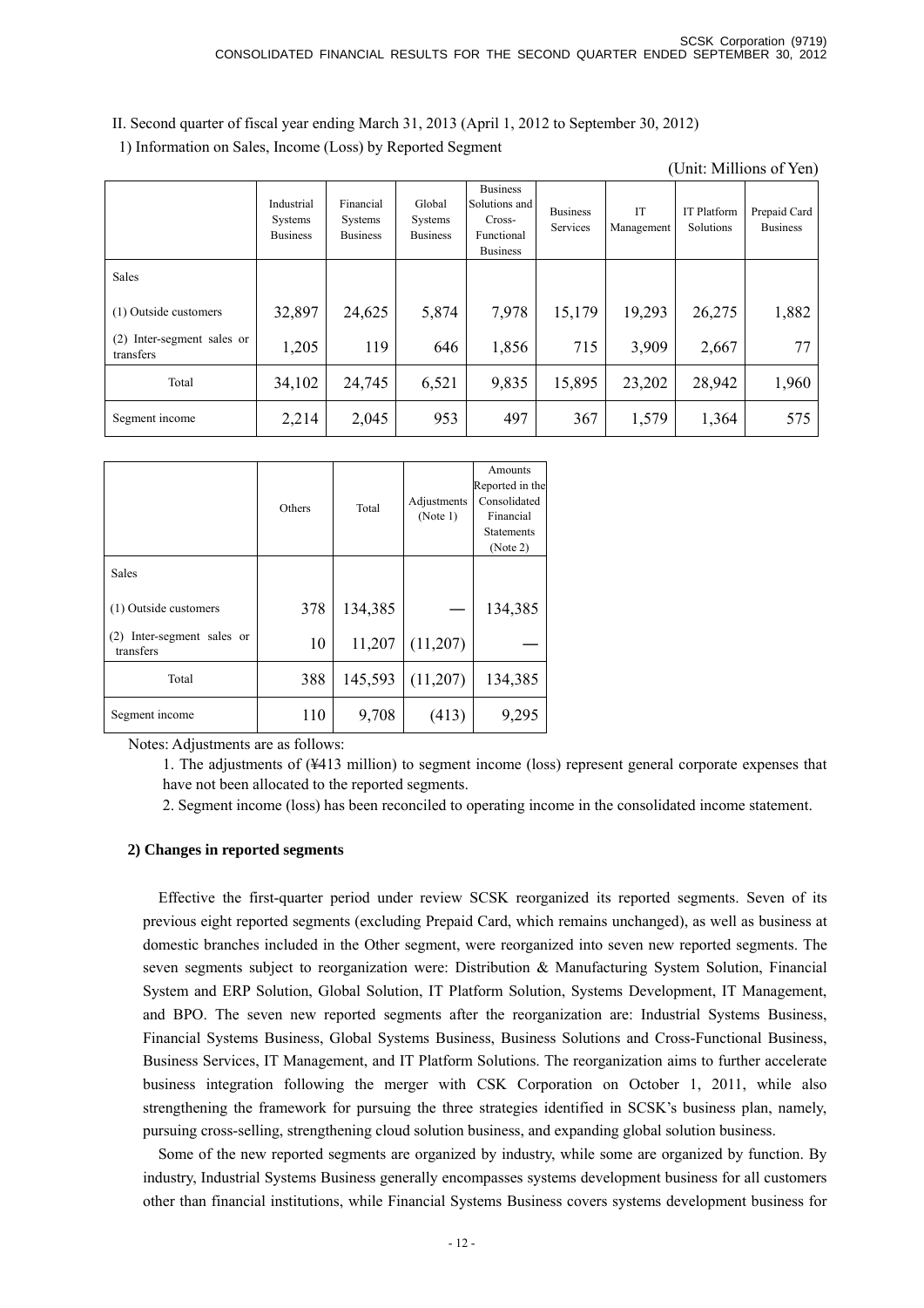II. Second quarter of fiscal year ending March 31, 2013 (April 1, 2012 to September 30, 2012)

1) Information on Sales, Income (Loss) by Reported Segment

(Unit: Millions of Yen)

| | Industrial Systems Business | Financial Systems Business | Global Systems Business | Business Solutions and Cross-Functional Business | Business Services | IT Management | IT Platform Solutions | Prepaid Card Business |
|---|---|---|---|---|---|---|---|---|
| Sales | | | | | | | | |
| (1) Outside customers | 32,897 | 24,625 | 5,874 | 7,978 | 15,179 | 19,293 | 26,275 | 1,882 |
| (2) Inter-segment sales or transfers | 1,205 | 119 | 646 | 1,856 | 715 | 3,909 | 2,667 | 77 |
| Total | 34,102 | 24,745 | 6,521 | 9,835 | 15,895 | 23,202 | 28,942 | 1,960 |
| Segment income | 2,214 | 2,045 | 953 | 497 | 367 | 1,579 | 1,364 | 575 |

| | Others | Total | Adjustments (Note 1) | Amounts Reported in the Consolidated Financial Statements (Note 2) |
|---|---|---|---|---|
| Sales | | | | |
| (1) Outside customers | 378 | 134,385 | — | 134,385 |
| (2) Inter-segment sales or transfers | 10 | 11,207 | (11,207) | — |
| Total | 388 | 145,593 | (11,207) | 134,385 |
| Segment income | 110 | 9,708 | (413) | 9,295 |

Notes: Adjustments are as follows:

1. The adjustments of (¥413 million) to segment income (loss) represent general corporate expenses that have not been allocated to the reported segments.
2. Segment income (loss) has been reconciled to operating income in the consolidated income statement.

**2) Changes in reported segments**

Effective the first-quarter period under review SCSK reorganized its reported segments. Seven of its previous eight reported segments (excluding Prepaid Card, which remains unchanged), as well as business at domestic branches included in the Other segment, were reorganized into seven new reported segments. The seven segments subject to reorganization were: Distribution & Manufacturing System Solution, Financial System and ERP Solution, Global Solution, IT Platform Solution, Systems Development, IT Management, and BPO. The seven new reported segments after the reorganization are: Industrial Systems Business, Financial Systems Business, Global Systems Business, Business Solutions and Cross-Functional Business, Business Services, IT Management, and IT Platform Solutions. The reorganization aims to further accelerate business integration following the merger with CSK Corporation on October 1, 2011, while also strengthening the framework for pursuing the three strategies identified in SCSK's business plan, namely, pursuing cross-selling, strengthening cloud solution business, and expanding global solution business.

Some of the new reported segments are organized by industry, while some are organized by function. By industry, Industrial Systems Business generally encompasses systems development business for all customers other than financial institutions, while Financial Systems Business covers systems development business for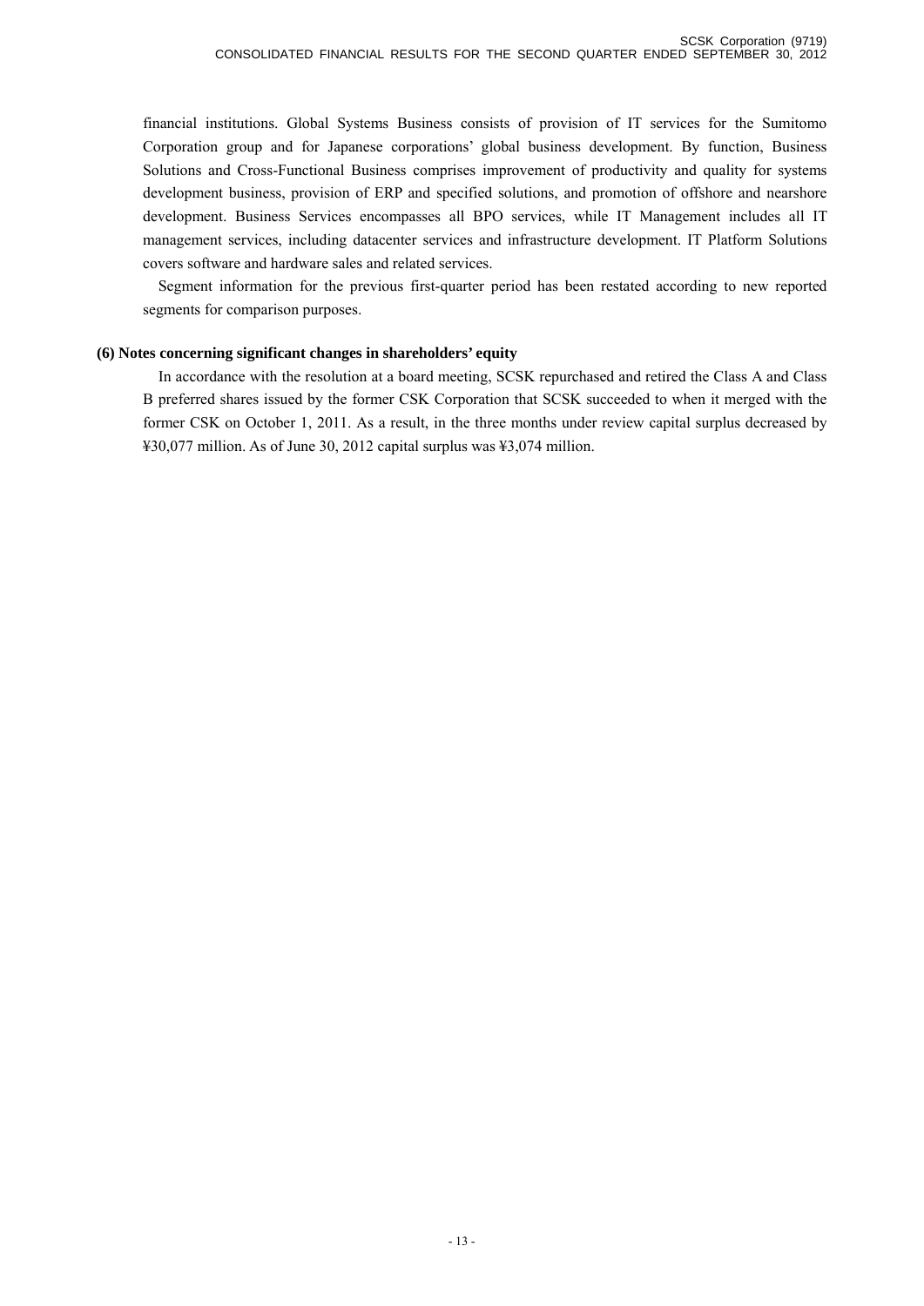financial institutions. Global Systems Business consists of provision of IT services for the Sumitomo Corporation group and for Japanese corporations' global business development. By function, Business Solutions and Cross-Functional Business comprises improvement of productivity and quality for systems development business, provision of ERP and specified solutions, and promotion of offshore and nearshore development. Business Services encompasses all BPO services, while IT Management includes all IT management services, including datacenter services and infrastructure development. IT Platform Solutions covers software and hardware sales and related services.

Segment information for the previous first-quarter period has been restated according to new reported segments for comparison purposes.

**(6) Notes concerning significant changes in shareholders' equity**

In accordance with the resolution at a board meeting, SCSK repurchased and retired the Class A and Class B preferred shares issued by the former CSK Corporation that SCSK succeeded to when it merged with the former CSK on October 1, 2011. As a result, in the three months under review capital surplus decreased by ¥30,077 million. As of June 30, 2012 capital surplus was ¥3,074 million.